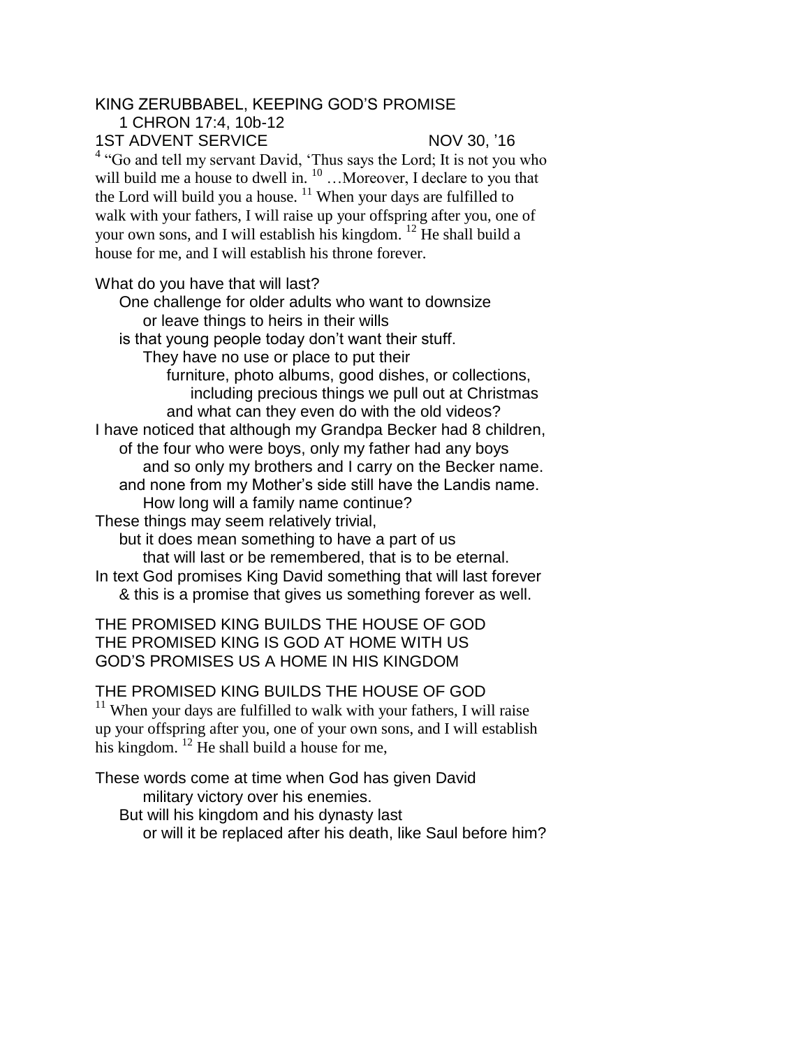# KING ZERUBBABEL, KEEPING GOD'S PROMISE

1 CHRON 17:4, 10b-12

1ST ADVENT SERVICE NOV 30, '16

[4] "Go and tell my servant David, 'Thus says the Lord; It is not you who will build me a house to dwell in. [10] …Moreover, I declare to you that the Lord will build you a house. [11] When your days are fulfilled to walk with your fathers, I will raise up your offspring after you, one of your own sons, and I will establish his kingdom. [12] He shall build a house for me, and I will establish his throne forever.

What do you have that will last?
One challenge for older adults who want to downsize
or leave things to heirs in their wills
is that young people today don't want their stuff.
They have no use or place to put their
furniture, photo albums, good dishes, or collections,
including precious things we pull out at Christmas
and what can they even do with the old videos?
I have noticed that although my Grandpa Becker had 8 children,
of the four who were boys, only my father had any boys
and so only my brothers and I carry on the Becker name.
and none from my Mother's side still have the Landis name.
How long will a family name continue?
These things may seem relatively trivial,
but it does mean something to have a part of us
that will last or be remembered, that is to be eternal.
In text God promises King David something that will last forever
& this is a promise that gives us something forever as well.

THE PROMISED KING BUILDS THE HOUSE OF GOD
THE PROMISED KING IS GOD AT HOME WITH US
GOD'S PROMISES US A HOME IN HIS KINGDOM

## THE PROMISED KING BUILDS THE HOUSE OF GOD

[11] When your days are fulfilled to walk with your fathers, I will raise up your offspring after you, one of your own sons, and I will establish his kingdom. [12] He shall build a house for me,

These words come at time when God has given David
military victory over his enemies.
But will his kingdom and his dynasty last
or will it be replaced after his death, like Saul before him?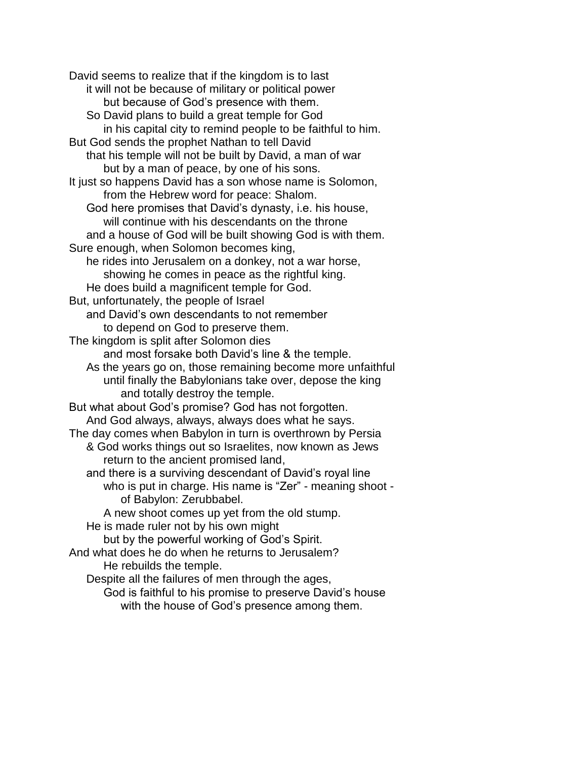David seems to realize that if the kingdom is to last
    it will not be because of military or political power
        but because of God's presence with them.
    So David plans to build a great temple for God
        in his capital city to remind people to be faithful to him.
But God sends the prophet Nathan to tell David
    that his temple will not be built by David, a man of war
        but by a man of peace, by one of his sons.
It just so happens David has a son whose name is Solomon,
        from the Hebrew word for peace: Shalom.
    God here promises that David's dynasty, i.e. his house,
        will continue with his descendants on the throne
    and a house of God will be built showing God is with them.
Sure enough, when Solomon becomes king,
    he rides into Jerusalem on a donkey, not a war horse,
        showing he comes in peace as the rightful king.
    He does build a magnificent temple for God.
But, unfortunately, the people of Israel
    and David's own descendants to not remember
        to depend on God to preserve them.
The kingdom is split after Solomon dies
        and most forsake both David's line & the temple.
    As the years go on, those remaining become more unfaithful
        until finally the Babylonians take over, depose the king
            and totally destroy the temple.
But what about God's promise? God has not forgotten.
    And God always, always, always does what he says.
The day comes when Babylon in turn is overthrown by Persia
    & God works things out so Israelites, now known as Jews
        return to the ancient promised land,
    and there is a surviving descendant of David's royal line
        who is put in charge. His name is "Zer" - meaning shoot -
            of Babylon: Zerubbabel.
        A new shoot comes up yet from the old stump.
    He is made ruler not by his own might
        but by the powerful working of God's Spirit.
And what does he do when he returns to Jerusalem?
        He rebuilds the temple.
    Despite all the failures of men through the ages,
        God is faithful to his promise to preserve David's house
            with the house of God's presence among them.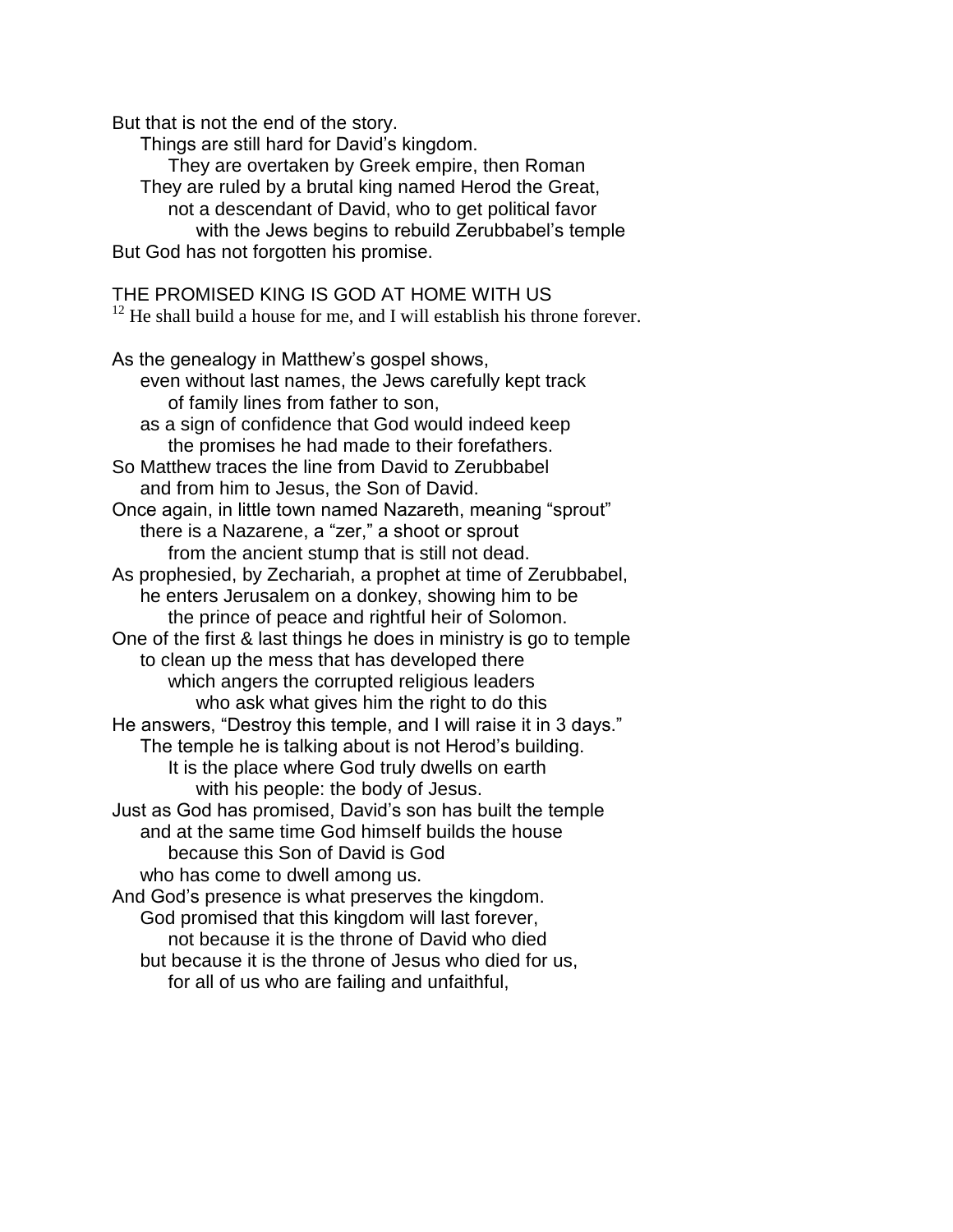But that is not the end of the story.
Things are still hard for David's kingdom.
They are overtaken by Greek empire, then Roman
They are ruled by a brutal king named Herod the Great,
not a descendant of David, who to get political favor
with the Jews begins to rebuild Zerubbabel's temple
But God has not forgotten his promise.

THE PROMISED KING IS GOD AT HOME WITH US

[12] He shall build a house for me, and I will establish his throne forever.

As the genealogy in Matthew's gospel shows,
even without last names, the Jews carefully kept track
of family lines from father to son,
as a sign of confidence that God would indeed keep
the promises he had made to their forefathers.
So Matthew traces the line from David to Zerubbabel
and from him to Jesus, the Son of David.
Once again, in little town named Nazareth, meaning "sprout"
there is a Nazarene, a "zer," a shoot or sprout
from the ancient stump that is still not dead.
As prophesied, by Zechariah, a prophet at time of Zerubbabel,
he enters Jerusalem on a donkey, showing him to be
the prince of peace and rightful heir of Solomon.
One of the first & last things he does in ministry is go to temple
to clean up the mess that has developed there
which angers the corrupted religious leaders
who ask what gives him the right to do this
He answers, "Destroy this temple, and I will raise it in 3 days."
The temple he is talking about is not Herod's building.
It is the place where God truly dwells on earth
with his people: the body of Jesus.
Just as God has promised, David's son has built the temple
and at the same time God himself builds the house
because this Son of David is God
who has come to dwell among us.
And God's presence is what preserves the kingdom.
God promised that this kingdom will last forever,
not because it is the throne of David who died
but because it is the throne of Jesus who died for us,
for all of us who are failing and unfaithful,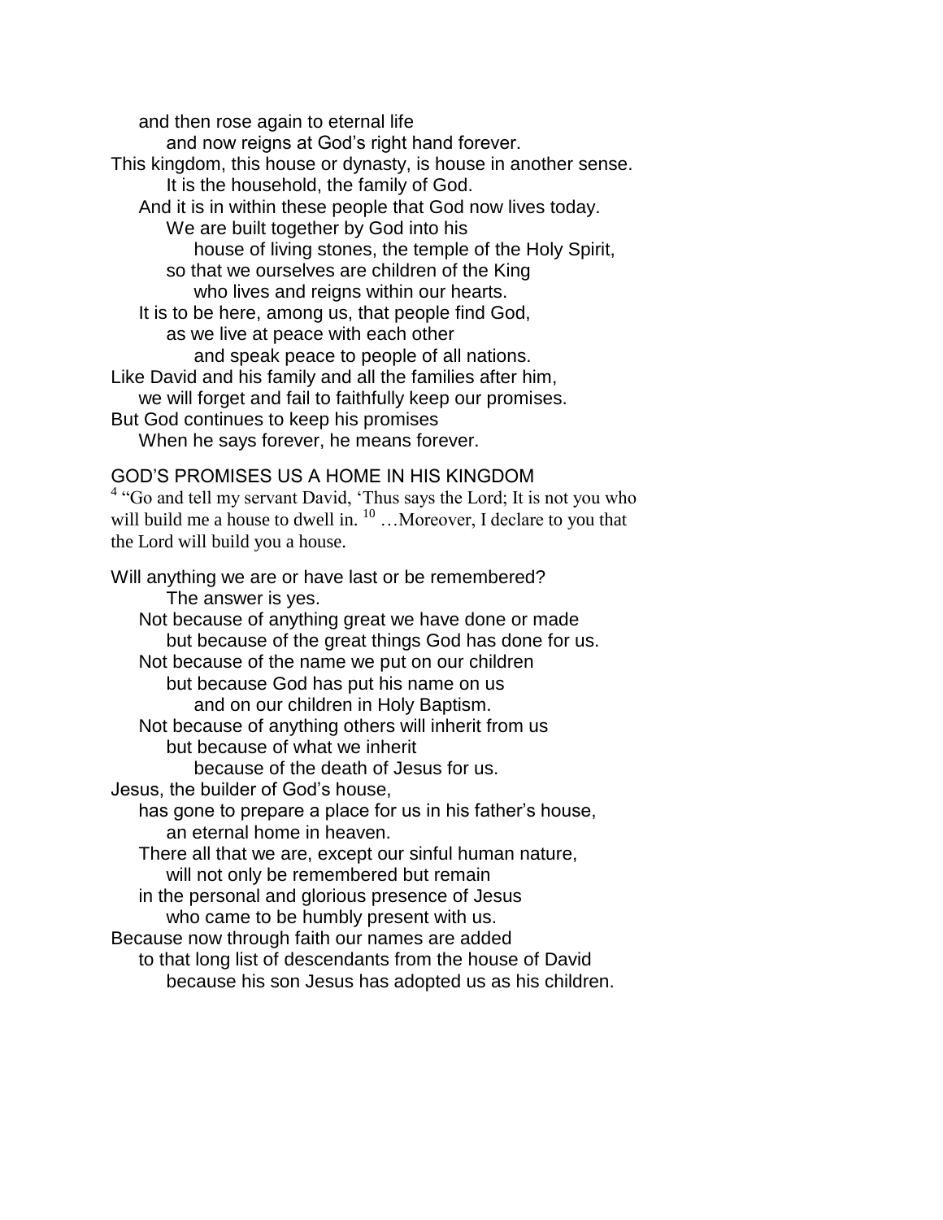and then rose again to eternal life
and now reigns at God's right hand forever.
This kingdom, this house or dynasty, is house in another sense.
It is the household, the family of God.
And it is in within these people that God now lives today.
We are built together by God into his
house of living stones, the temple of the Holy Spirit,
so that we ourselves are children of the King
who lives and reigns within our hearts.
It is to be here, among us, that people find God,
as we live at peace with each other
and speak peace to people of all nations.
Like David and his family and all the families after him,
we will forget and fail to faithfully keep our promises.
But God continues to keep his promises
When he says forever, he means forever.

GOD'S PROMISES US A HOME IN HIS KINGDOM

[4] "Go and tell my servant David, 'Thus says the Lord; It is not you who will build me a house to dwell in. [10] …Moreover, I declare to you that the Lord will build you a house.

Will anything we are or have last or be remembered?
The answer is yes.
Not because of anything great we have done or made
but because of the great things God has done for us.
Not because of the name we put on our children
but because God has put his name on us
and on our children in Holy Baptism.
Not because of anything others will inherit from us
but because of what we inherit
because of the death of Jesus for us.
Jesus, the builder of God's house,
has gone to prepare a place for us in his father's house,
an eternal home in heaven.
There all that we are, except our sinful human nature,
will not only be remembered but remain
in the personal and glorious presence of Jesus
who came to be humbly present with us.
Because now through faith our names are added
to that long list of descendants from the house of David
because his son Jesus has adopted us as his children.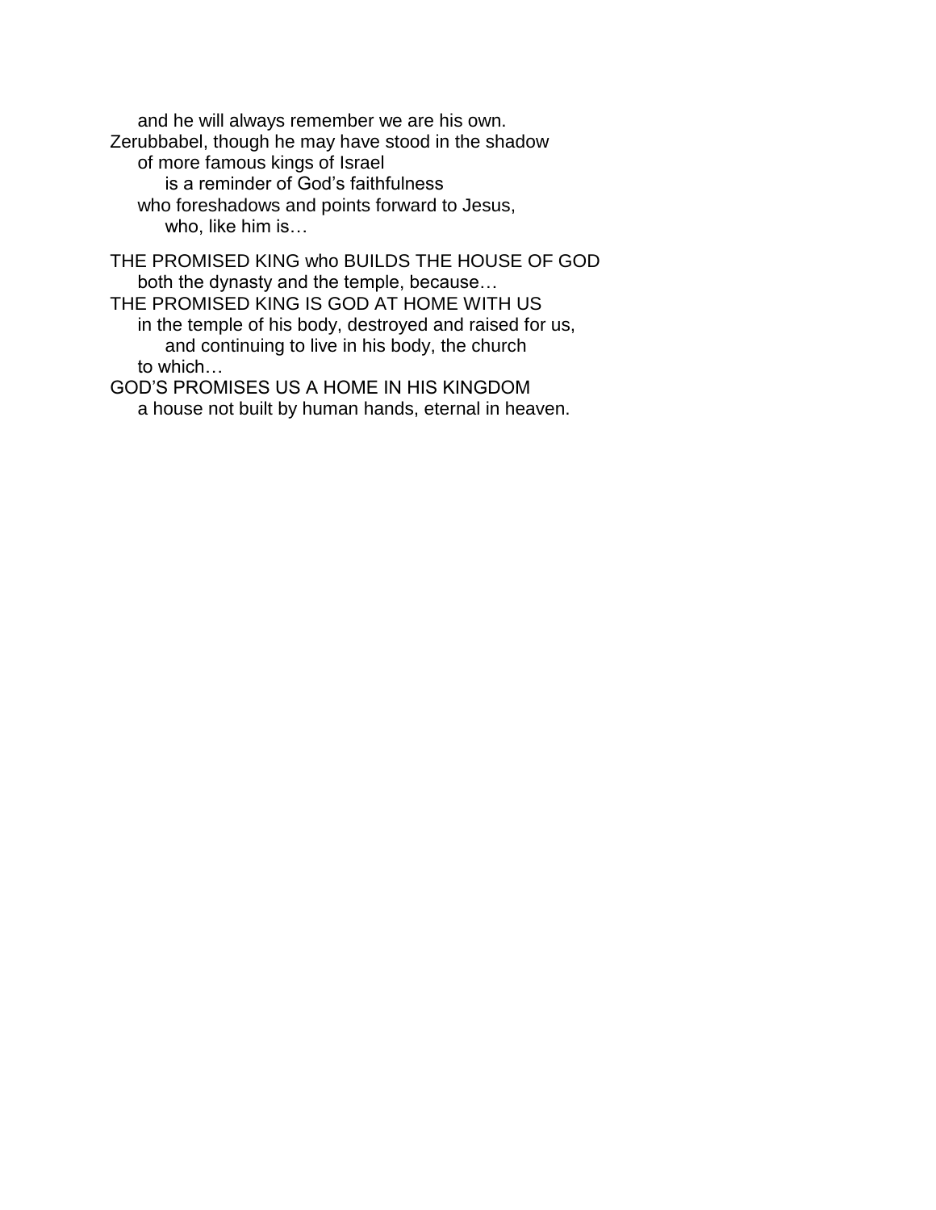and he will always remember we are his own.

Zerubbabel, though he may have stood in the shadow
of more famous kings of Israel
is a reminder of God's faithfulness
who foreshadows and points forward to Jesus,
who, like him is…

THE PROMISED KING who BUILDS THE HOUSE OF GOD
both the dynasty and the temple, because…

THE PROMISED KING IS GOD AT HOME WITH US
in the temple of his body, destroyed and raised for us,
and continuing to live in his body, the church
to which…

GOD'S PROMISES US A HOME IN HIS KINGDOM
a house not built by human hands, eternal in heaven.